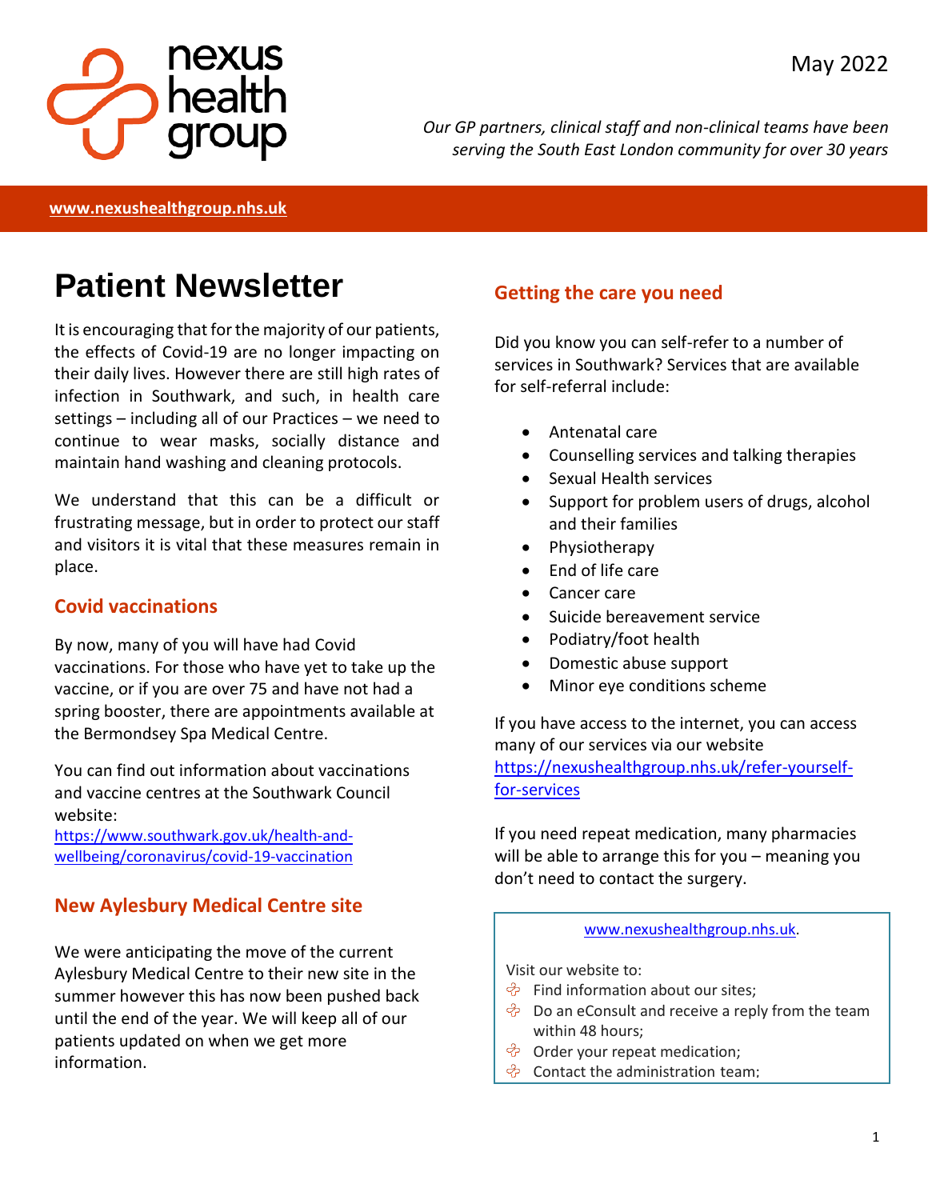nexus health group

May 2022

*Our GP partners, clinical staff and non-clinical teams have been serving the South East London community for over 30 years*

**www.nexushealthgroup.nhs.uk**

# Patient Newsletter

It is encouraging that for the majority of our patients, the effects of Covid-19 are no longer impacting on their daily lives. However there are still high rates of infection in Southwark, and such, in health care settings – including all of our Practices – we need to continue to wear masks, socially distance and maintain hand washing and cleaning protocols.

We understand that this can be a difficult or frustrating message, but in order to protect our staff and visitors it is vital that these measures remain in place.

## Covid vaccinations

By now, many of you will have had Covid vaccinations. For those who have yet to take up the vaccine, or if you are over 75 and have not had a spring booster, there are appointments available at the Bermondsey Spa Medical Centre.

You can find out information about vaccinations and vaccine centres at the Southwark Council website:
https://www.southwark.gov.uk/health-and-wellbeing/coronavirus/covid-19-vaccination

## New Aylesbury Medical Centre site

We were anticipating the move of the current Aylesbury Medical Centre to their new site in the summer however this has now been pushed back until the end of the year. We will keep all of our patients updated on when we get more information.

## Getting the care you need

Did you know you can self-refer to a number of services in Southwark? Services that are available for self-referral include:

- Antenatal care
- Counselling services and talking therapies
- Sexual Health services
- Support for problem users of drugs, alcohol and their families
- Physiotherapy
- End of life care
- Cancer care
- Suicide bereavement service
- Podiatry/foot health
- Domestic abuse support
- Minor eye conditions scheme

If you have access to the internet, you can access many of our services via our website https://nexushealthgroup.nhs.uk/refer-yourself-for-services

If you need repeat medication, many pharmacies will be able to arrange this for you – meaning you don't need to contact the surgery.

www.nexushealthgroup.nhs.uk.

Visit our website to:
- Find information about our sites;
- Do an eConsult and receive a reply from the team within 48 hours;
- Order your repeat medication;
- Contact the administration team;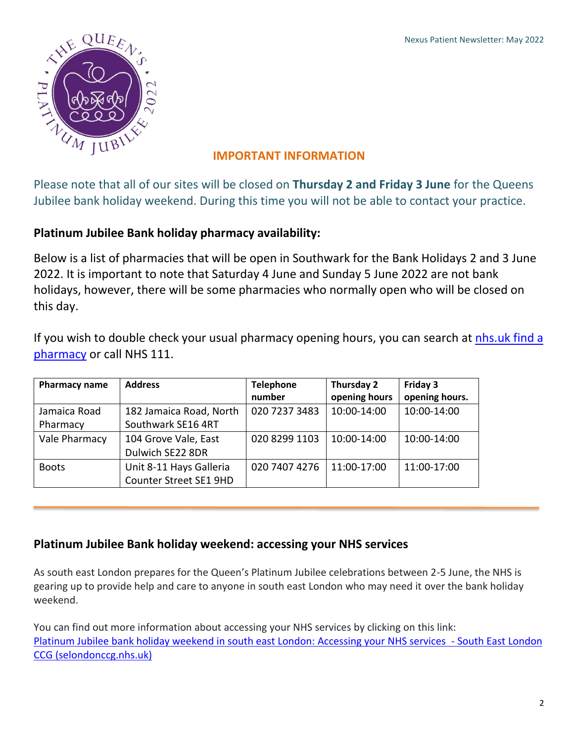## IMPORTANT INFORMATION

Please note that all of our sites will be closed on **Thursday 2 and Friday 3 June** for the Queens Jubilee bank holiday weekend. During this time you will not be able to contact your practice.

### Platinum Jubilee Bank holiday pharmacy availability:

Below is a list of pharmacies that will be open in Southwark for the Bank Holidays 2 and 3 June 2022. It is important to note that Saturday 4 June and Sunday 5 June 2022 are not bank holidays, however, there will be some pharmacies who normally open who will be closed on this day.

If you wish to double check your usual pharmacy opening hours, you can search at nhs.uk find a pharmacy or call NHS 111.

| Pharmacy name | Address | Telephone number | Thursday 2 opening hours | Friday 3 opening hours. |
|---|---|---|---|---|
| Jamaica Road Pharmacy | 182 Jamaica Road, North Southwark SE16 4RT | 020 7237 3483 | 10:00-14:00 | 10:00-14:00 |
| Vale Pharmacy | 104 Grove Vale, East Dulwich SE22 8DR | 020 8299 1103 | 10:00-14:00 | 10:00-14:00 |
| Boots | Unit 8-11 Hays Galleria Counter Street SE1 9HD | 020 7407 4276 | 11:00-17:00 | 11:00-17:00 |

### Platinum Jubilee Bank holiday weekend: accessing your NHS services

As south east London prepares for the Queen's Platinum Jubilee celebrations between 2-5 June, the NHS is gearing up to provide help and care to anyone in south east London who may need it over the bank holiday weekend.

You can find out more information about accessing your NHS services by clicking on this link: Platinum Jubilee bank holiday weekend in south east London: Accessing your NHS services - South East London CCG (selondonccg.nhs.uk)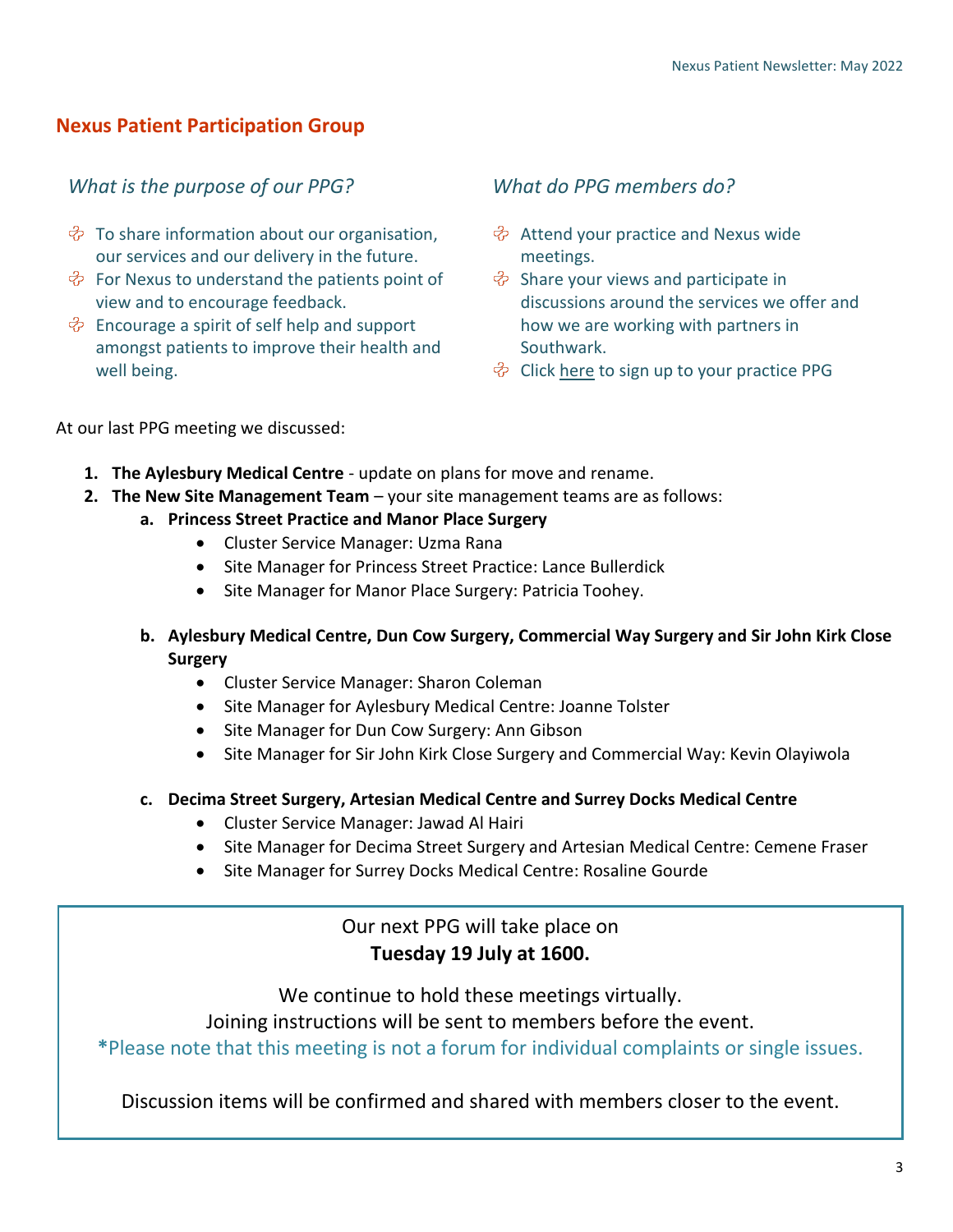## Nexus Patient Participation Group

### *What is the purpose of our PPG?*

- To share information about our organisation, our services and our delivery in the future.
- For Nexus to understand the patients point of view and to encourage feedback.
- Encourage a spirit of self help and support amongst patients to improve their health and well being.

### *What do PPG members do?*

- Attend your practice and Nexus wide meetings.
- Share your views and participate in discussions around the services we offer and how we are working with partners in Southwark.
- Click here to sign up to your practice PPG

At our last PPG meeting we discussed:

1. **The Aylesbury Medical Centre** - update on plans for move and rename.
2. **The New Site Management Team** – your site management teams are as follows:
   a. **Princess Street Practice and Manor Place Surgery**
      - Cluster Service Manager: Uzma Rana
      - Site Manager for Princess Street Practice: Lance Bullerdick
      - Site Manager for Manor Place Surgery: Patricia Toohey.

   b. **Aylesbury Medical Centre, Dun Cow Surgery, Commercial Way Surgery and Sir John Kirk Close Surgery**
      - Cluster Service Manager: Sharon Coleman
      - Site Manager for Aylesbury Medical Centre: Joanne Tolster
      - Site Manager for Dun Cow Surgery: Ann Gibson
      - Site Manager for Sir John Kirk Close Surgery and Commercial Way: Kevin Olayiwola

   c. **Decima Street Surgery, Artesian Medical Centre and Surrey Docks Medical Centre**
      - Cluster Service Manager: Jawad Al Hairi
      - Site Manager for Decima Street Surgery and Artesian Medical Centre: Cemene Fraser
      - Site Manager for Surrey Docks Medical Centre: Rosaline Gourde

Our next PPG will take place on
**Tuesday 19 July at 1600.**

We continue to hold these meetings virtually.
Joining instructions will be sent to members before the event.
*Please note that this meeting is not a forum for individual complaints or single issues.

Discussion items will be confirmed and shared with members closer to the event.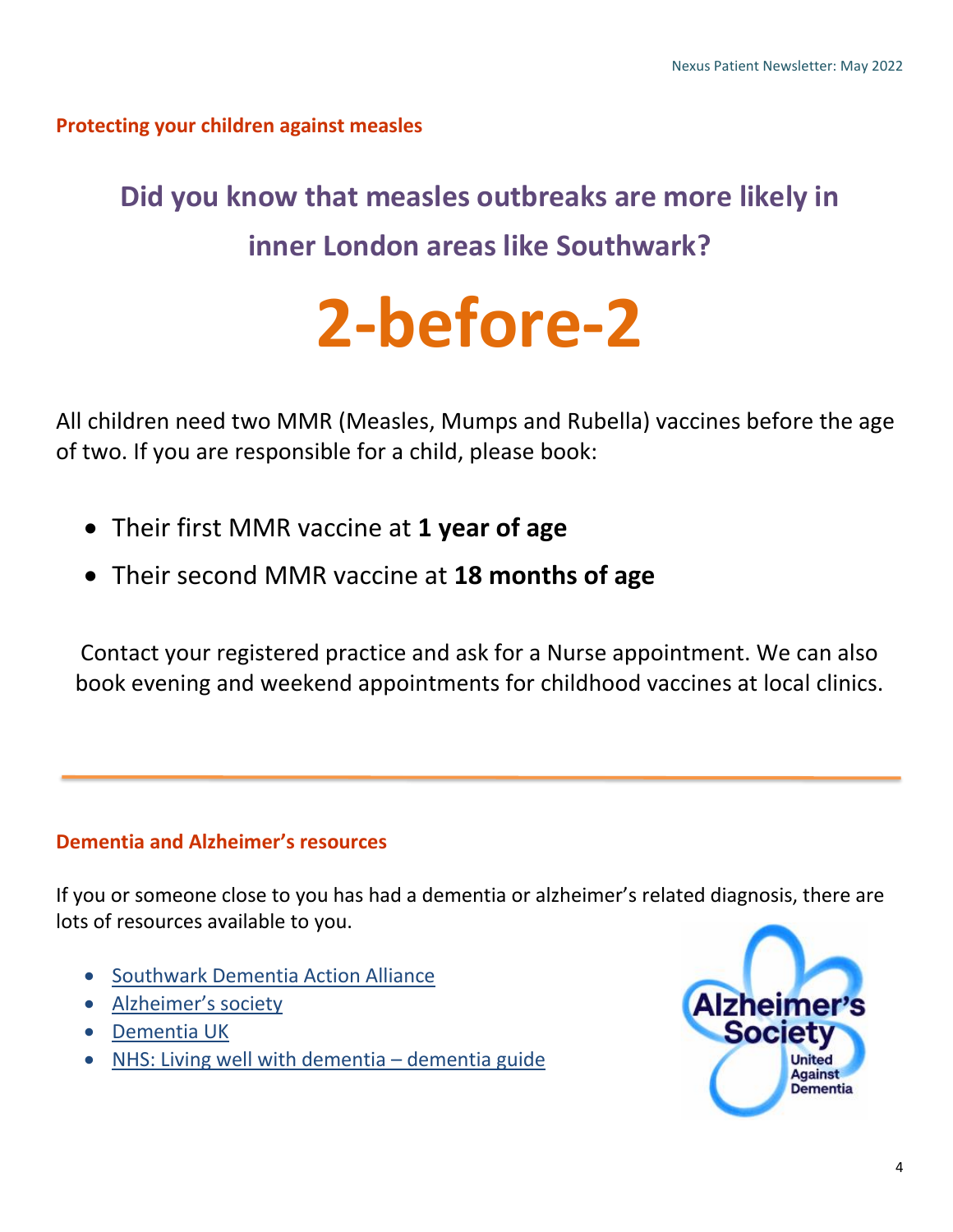## Protecting your children against measles

### Did you know that measles outbreaks are more likely in inner London areas like Southwark?

# 2-before-2

All children need two MMR (Measles, Mumps and Rubella) vaccines before the age of two. If you are responsible for a child, please book:

- Their first MMR vaccine at **1 year of age**
- Their second MMR vaccine at **18 months of age**

Contact your registered practice and ask for a Nurse appointment. We can also book evening and weekend appointments for childhood vaccines at local clinics.

---

## Dementia and Alzheimer's resources

If you or someone close to you has had a dementia or alzheimer's related diagnosis, there are lots of resources available to you.

- Southwark Dementia Action Alliance
- Alzheimer's society
- Dementia UK
- NHS: Living well with dementia – dementia guide

Alzheimer's Society United Against Dementia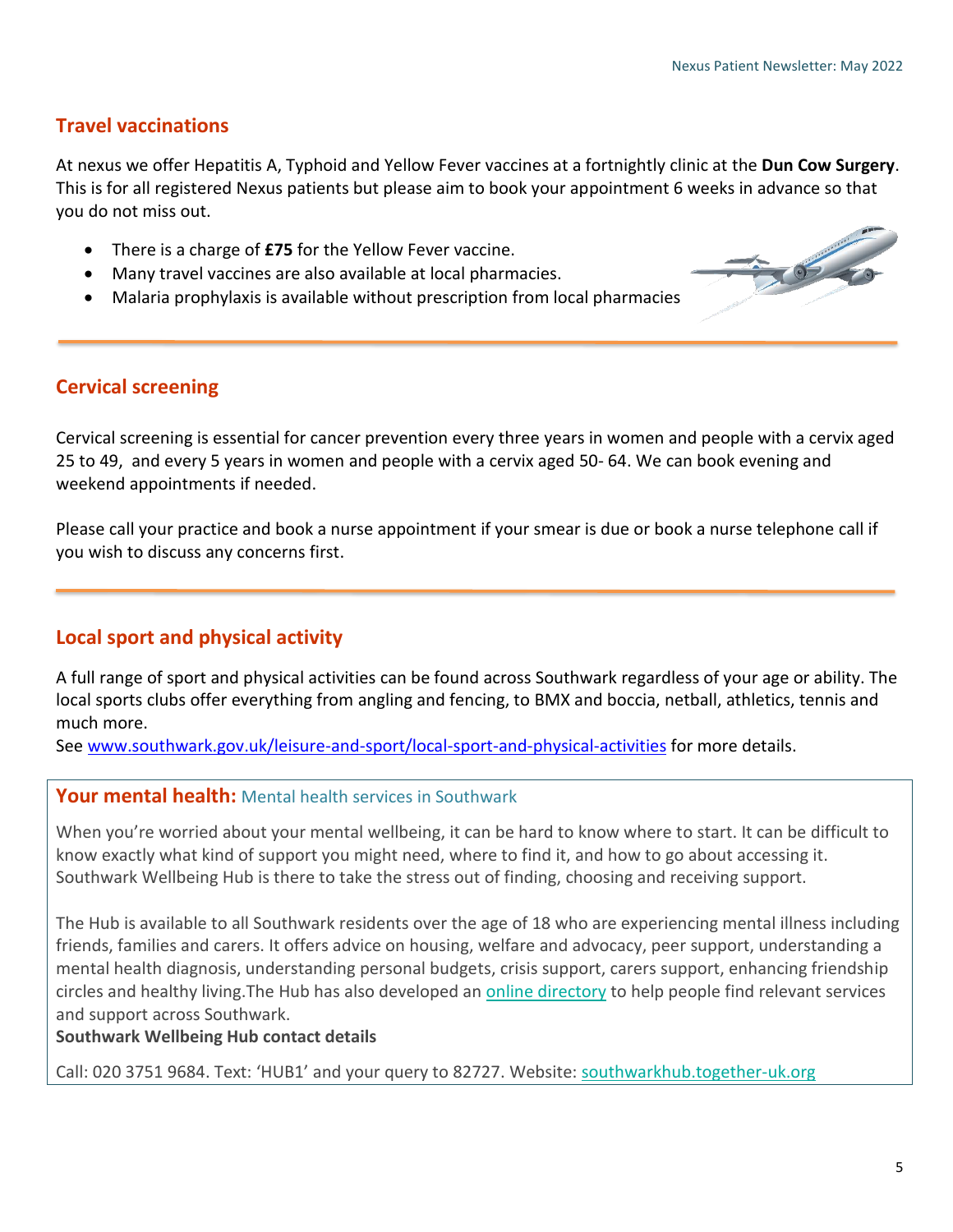## Travel vaccinations

At nexus we offer Hepatitis A, Typhoid and Yellow Fever vaccines at a fortnightly clinic at the **Dun Cow Surgery**. This is for all registered Nexus patients but please aim to book your appointment 6 weeks in advance so that you do not miss out.

- There is a charge of **£75** for the Yellow Fever vaccine.
- Many travel vaccines are also available at local pharmacies.
- Malaria prophylaxis is available without prescription from local pharmacies

## Cervical screening

Cervical screening is essential for cancer prevention every three years in women and people with a cervix aged 25 to 49,  and every 5 years in women and people with a cervix aged 50- 64. We can book evening and weekend appointments if needed.

Please call your practice and book a nurse appointment if your smear is due or book a nurse telephone call if you wish to discuss any concerns first.

## Local sport and physical activity

A full range of sport and physical activities can be found across Southwark regardless of your age or ability. The local sports clubs offer everything from angling and fencing, to BMX and boccia, netball, athletics, tennis and much more.
See www.southwark.gov.uk/leisure-and-sport/local-sport-and-physical-activities for more details.

## Your mental health: Mental health services in Southwark

When you're worried about your mental wellbeing, it can be hard to know where to start. It can be difficult to know exactly what kind of support you might need, where to find it, and how to go about accessing it. Southwark Wellbeing Hub is there to take the stress out of finding, choosing and receiving support.

The Hub is available to all Southwark residents over the age of 18 who are experiencing mental illness including friends, families and carers. It offers advice on housing, welfare and advocacy, peer support, understanding a mental health diagnosis, understanding personal budgets, crisis support, carers support, enhancing friendship circles and healthy living.The Hub has also developed an online directory to help people find relevant services and support across Southwark.

**Southwark Wellbeing Hub contact details**

Call: 020 3751 9684. Text: 'HUB1' and your query to 82727. Website: southwarkhub.together-uk.org